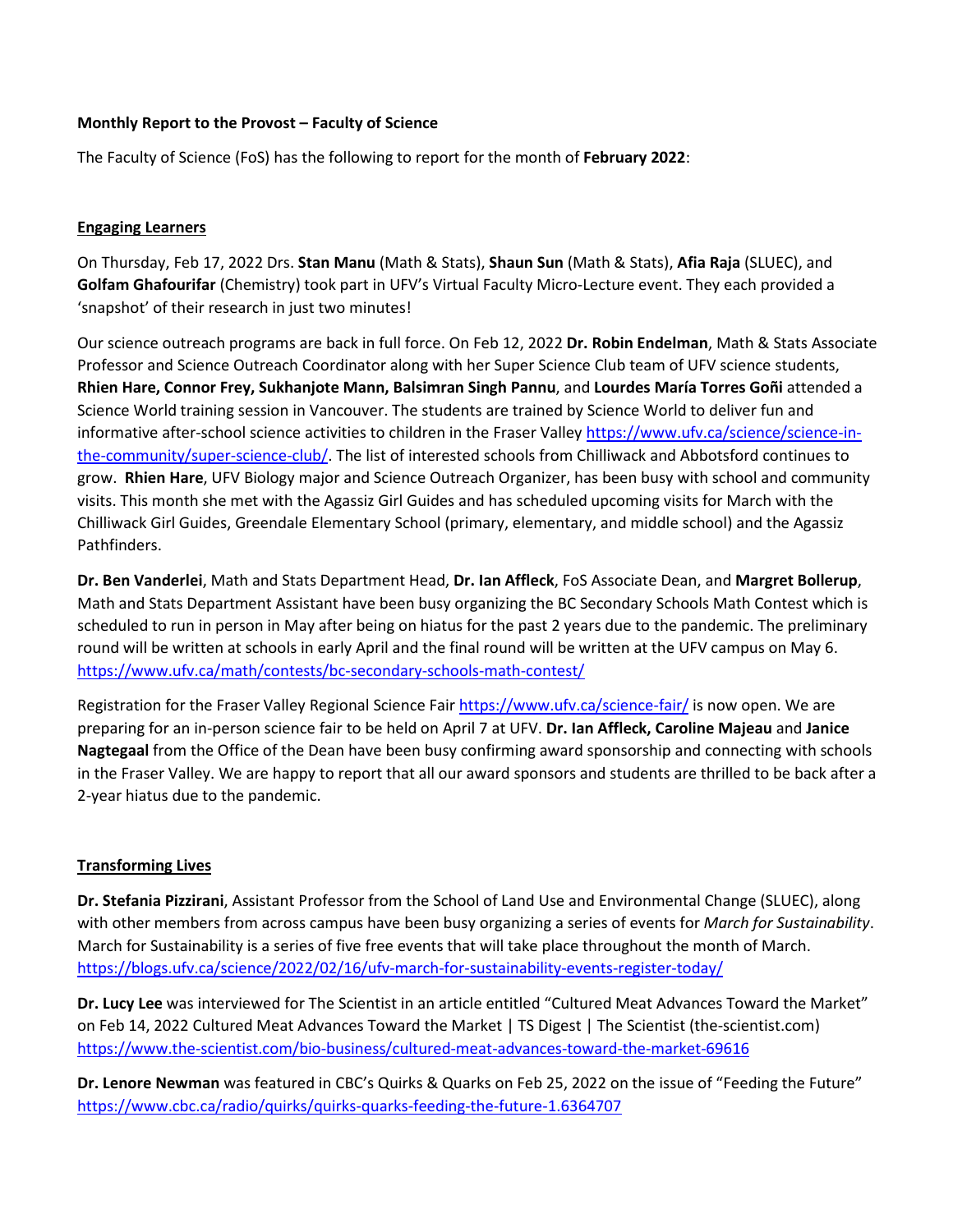**Monthly Report to the Provost – Faculty of Science**

The Faculty of Science (FoS) has the following to report for the month of **February 2022**:

**Engaging Learners**

On Thursday, Feb 17, 2022 Drs. **Stan Manu** (Math & Stats), **Shaun Sun** (Math & Stats), **Afia Raja** (SLUEC), and **Golfam Ghafourifar** (Chemistry) took part in UFV's Virtual Faculty Micro-Lecture event. They each provided a 'snapshot' of their research in just two minutes!

Our science outreach programs are back in full force. On Feb 12, 2022 **Dr. Robin Endelman**, Math & Stats Associate Professor and Science Outreach Coordinator along with her Super Science Club team of UFV science students, **Rhien Hare, Connor Frey, Sukhanjote Mann, Balsimran Singh Pannu**, and **Lourdes María Torres Goñi** attended a Science World training session in Vancouver. The students are trained by Science World to deliver fun and informative after-school science activities to children in the Fraser Valley https://www.ufv.ca/science/science-in-the-community/super-science-club/. The list of interested schools from Chilliwack and Abbotsford continues to grow. **Rhien Hare**, UFV Biology major and Science Outreach Organizer, has been busy with school and community visits. This month she met with the Agassiz Girl Guides and has scheduled upcoming visits for March with the Chilliwack Girl Guides, Greendale Elementary School (primary, elementary, and middle school) and the Agassiz Pathfinders.

**Dr. Ben Vanderlei**, Math and Stats Department Head, **Dr. Ian Affleck**, FoS Associate Dean, and **Margret Bollerup**, Math and Stats Department Assistant have been busy organizing the BC Secondary Schools Math Contest which is scheduled to run in person in May after being on hiatus for the past 2 years due to the pandemic. The preliminary round will be written at schools in early April and the final round will be written at the UFV campus on May 6. https://www.ufv.ca/math/contests/bc-secondary-schools-math-contest/

Registration for the Fraser Valley Regional Science Fair https://www.ufv.ca/science-fair/ is now open. We are preparing for an in-person science fair to be held on April 7 at UFV. **Dr. Ian Affleck, Caroline Majeau** and **Janice Nagtegaal** from the Office of the Dean have been busy confirming award sponsorship and connecting with schools in the Fraser Valley. We are happy to report that all our award sponsors and students are thrilled to be back after a 2-year hiatus due to the pandemic.

**Transforming Lives**

**Dr. Stefania Pizzirani**, Assistant Professor from the School of Land Use and Environmental Change (SLUEC), along with other members from across campus have been busy organizing a series of events for *March for Sustainability*. March for Sustainability is a series of five free events that will take place throughout the month of March. https://blogs.ufv.ca/science/2022/02/16/ufv-march-for-sustainability-events-register-today/

**Dr. Lucy Lee** was interviewed for The Scientist in an article entitled "Cultured Meat Advances Toward the Market" on Feb 14, 2022 Cultured Meat Advances Toward the Market | TS Digest | The Scientist (the-scientist.com) https://www.the-scientist.com/bio-business/cultured-meat-advances-toward-the-market-69616

**Dr. Lenore Newman** was featured in CBC's Quirks & Quarks on Feb 25, 2022 on the issue of "Feeding the Future" https://www.cbc.ca/radio/quirks/quirks-quarks-feeding-the-future-1.6364707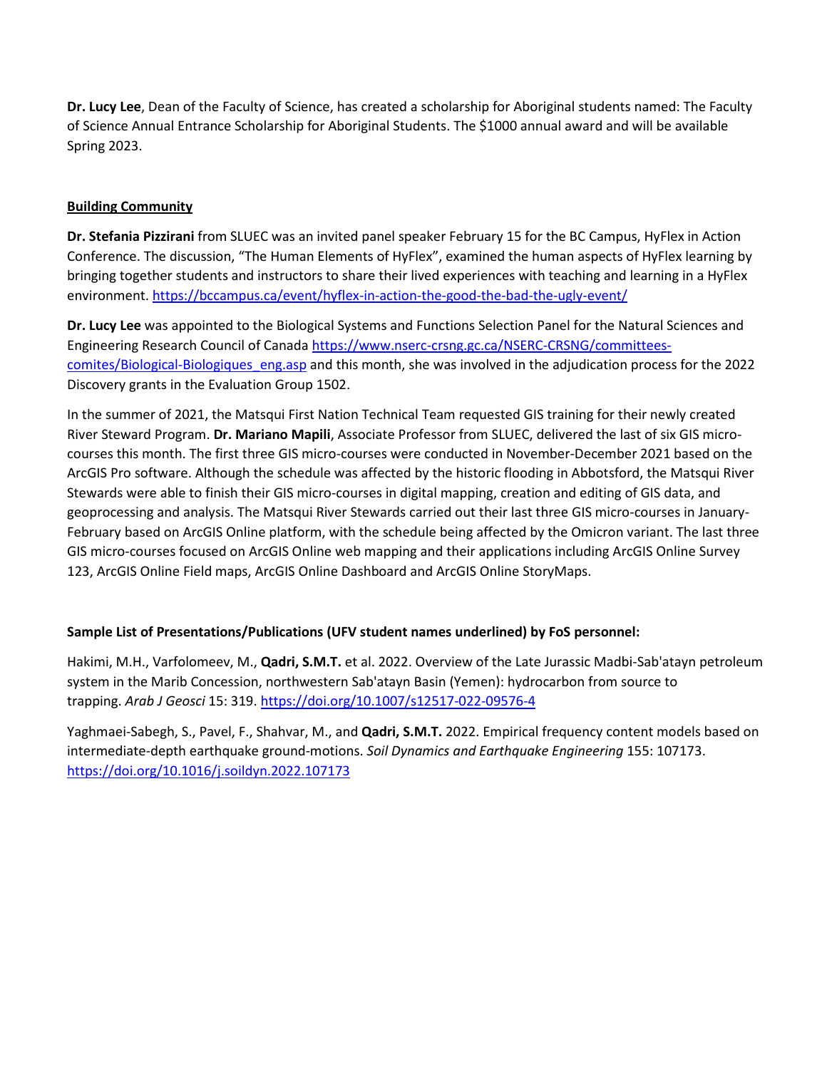**Dr. Lucy Lee**, Dean of the Faculty of Science, has created a scholarship for Aboriginal students named: The Faculty of Science Annual Entrance Scholarship for Aboriginal Students. The $1000 annual award and will be available Spring 2023.

## Building Community

**Dr. Stefania Pizzirani** from SLUEC was an invited panel speaker February 15 for the BC Campus, HyFlex in Action Conference. The discussion, "The Human Elements of HyFlex", examined the human aspects of HyFlex learning by bringing together students and instructors to share their lived experiences with teaching and learning in a HyFlex environment. https://bccampus.ca/event/hyflex-in-action-the-good-the-bad-the-ugly-event/

**Dr. Lucy Lee** was appointed to the Biological Systems and Functions Selection Panel for the Natural Sciences and Engineering Research Council of Canada https://www.nserc-crsng.gc.ca/NSERC-CRSNG/committees-comites/Biological-Biologiques_eng.asp and this month, she was involved in the adjudication process for the 2022 Discovery grants in the Evaluation Group 1502.

In the summer of 2021, the Matsqui First Nation Technical Team requested GIS training for their newly created River Steward Program. **Dr. Mariano Mapili**, Associate Professor from SLUEC, delivered the last of six GIS micro-courses this month. The first three GIS micro-courses were conducted in November-December 2021 based on the ArcGIS Pro software. Although the schedule was affected by the historic flooding in Abbotsford, the Matsqui River Stewards were able to finish their GIS micro-courses in digital mapping, creation and editing of GIS data, and geoprocessing and analysis. The Matsqui River Stewards carried out their last three GIS micro-courses in January-February based on ArcGIS Online platform, with the schedule being affected by the Omicron variant. The last three GIS micro-courses focused on ArcGIS Online web mapping and their applications including ArcGIS Online Survey 123, ArcGIS Online Field maps, ArcGIS Online Dashboard and ArcGIS Online StoryMaps.

**Sample List of Presentations/Publications (UFV student names underlined) by FoS personnel:**

Hakimi, M.H., Varfolomeev, M., **Qadri, S.M.T.** et al. 2022. Overview of the Late Jurassic Madbi-Sab'atayn petroleum system in the Marib Concession, northwestern Sab'atayn Basin (Yemen): hydrocarbon from source to trapping. *Arab J Geosci* 15: 319. https://doi.org/10.1007/s12517-022-09576-4

Yaghmaei-Sabegh, S., Pavel, F., Shahvar, M., and **Qadri, S.M.T.** 2022. Empirical frequency content models based on intermediate-depth earthquake ground-motions. *Soil Dynamics and Earthquake Engineering* 155: 107173. https://doi.org/10.1016/j.soildyn.2022.107173